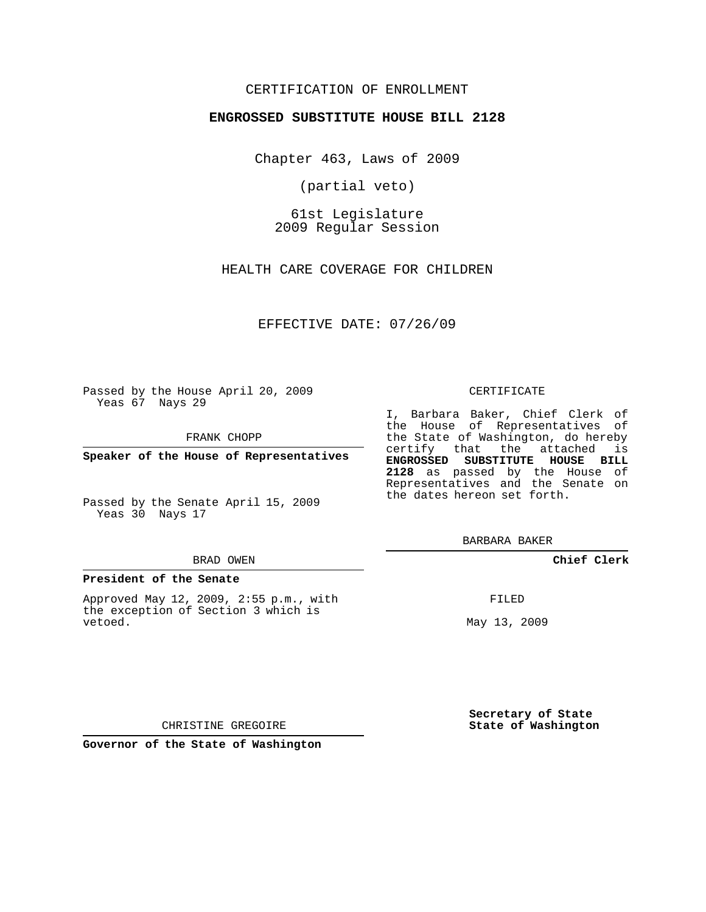CERTIFICATION OF ENROLLMENT

**ENGROSSED SUBSTITUTE HOUSE BILL 2128**

Chapter 463, Laws of 2009

(partial veto)

61st Legislature
2009 Regular Session

HEALTH CARE COVERAGE FOR CHILDREN

EFFECTIVE DATE: 07/26/09

Passed by the House April 20, 2009
Yeas 67 Nays 29

FRANK CHOPP

**Speaker of the House of Representatives**

Passed by the Senate April 15, 2009
Yeas 30 Nays 17

BRAD OWEN

**President of the Senate**

Approved May 12, 2009, 2:55 p.m., with the exception of Section 3 which is vetoed.

CHRISTINE GREGOIRE

**Governor of the State of Washington**

CERTIFICATE

I, Barbara Baker, Chief Clerk of the House of Representatives of the State of Washington, do hereby certify that the attached is **ENGROSSED SUBSTITUTE HOUSE BILL 2128** as passed by the House of Representatives and the Senate on the dates hereon set forth.

BARBARA BAKER

**Chief Clerk**

FILED

May 13, 2009

**Secretary of State**
**State of Washington**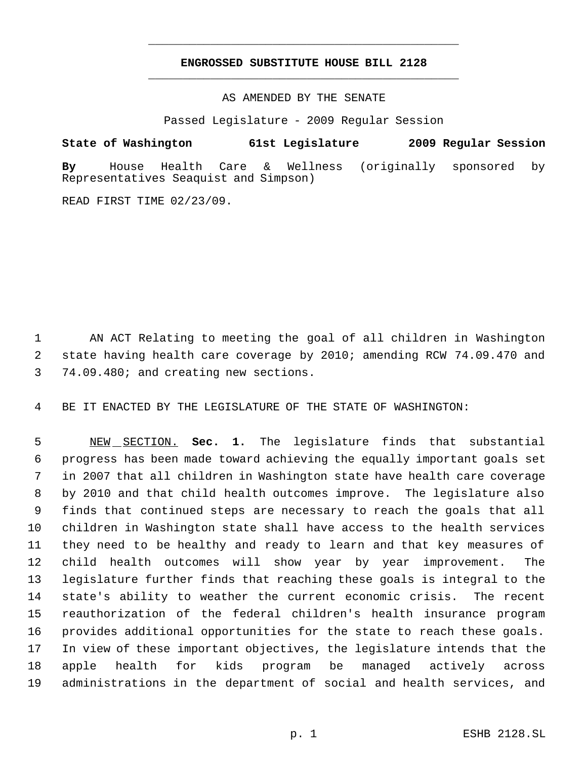# ENGROSSED SUBSTITUTE HOUSE BILL 2128

AS AMENDED BY THE SENATE

Passed Legislature - 2009 Regular Session

**State of Washington 61st Legislature 2009 Regular Session**

**By** House Health Care & Wellness (originally sponsored by Representatives Seaquist and Simpson)

READ FIRST TIME 02/23/09.

AN ACT Relating to meeting the goal of all children in Washington state having health care coverage by 2010; amending RCW 74.09.470 and 74.09.480; and creating new sections.

BE IT ENACTED BY THE LEGISLATURE OF THE STATE OF WASHINGTON:

NEW SECTION. **Sec. 1.** The legislature finds that substantial progress has been made toward achieving the equally important goals set in 2007 that all children in Washington state have health care coverage by 2010 and that child health outcomes improve. The legislature also finds that continued steps are necessary to reach the goals that all children in Washington state shall have access to the health services they need to be healthy and ready to learn and that key measures of child health outcomes will show year by year improvement. The legislature further finds that reaching these goals is integral to the state's ability to weather the current economic crisis. The recent reauthorization of the federal children's health insurance program provides additional opportunities for the state to reach these goals. In view of these important objectives, the legislature intends that the apple health for kids program be managed actively across administrations in the department of social and health services, and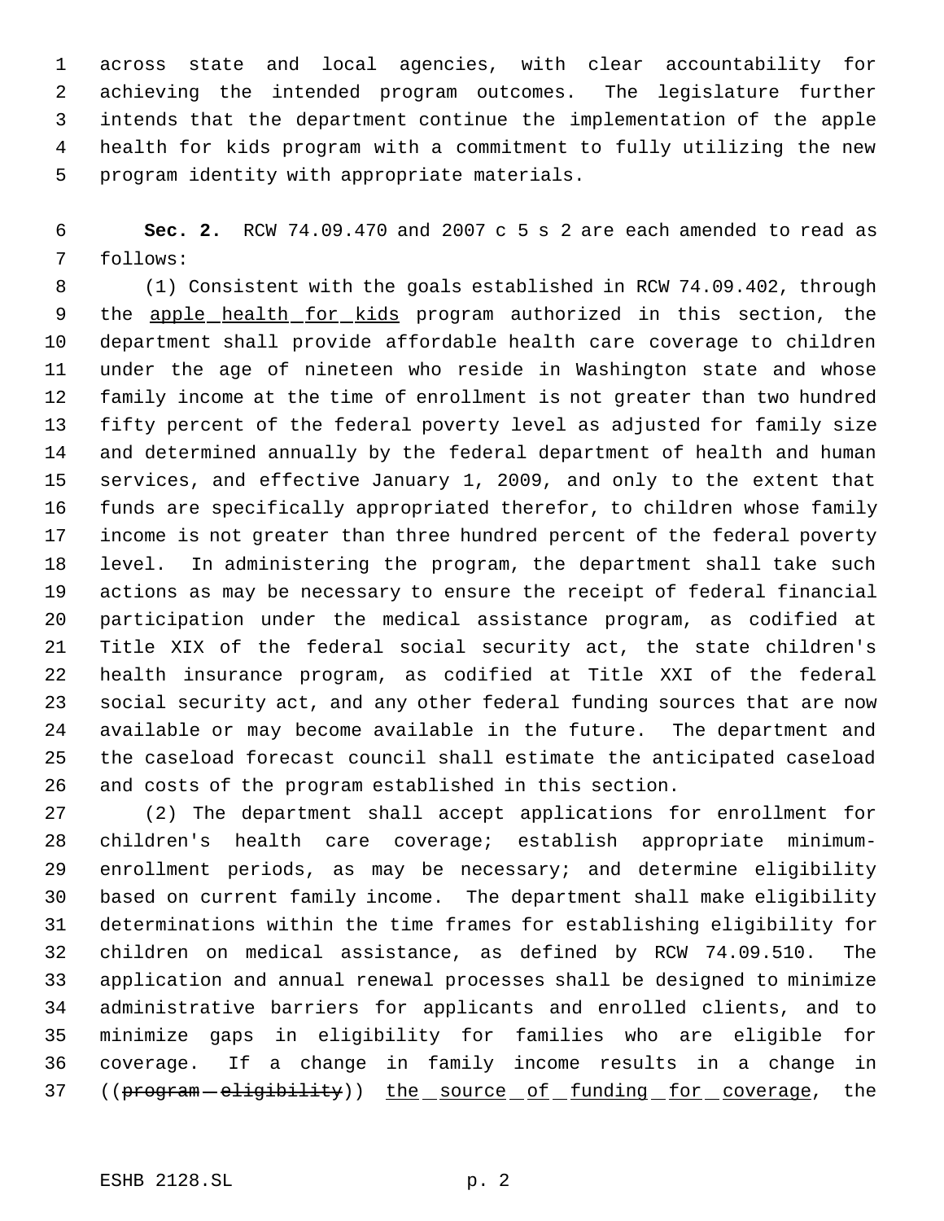across state and local agencies, with clear accountability for achieving the intended program outcomes. The legislature further intends that the department continue the implementation of the apple health for kids program with a commitment to fully utilizing the new program identity with appropriate materials.

**Sec. 2.** RCW 74.09.470 and 2007 c 5 s 2 are each amended to read as follows:

(1) Consistent with the goals established in RCW 74.09.402, through the apple health for kids program authorized in this section, the department shall provide affordable health care coverage to children under the age of nineteen who reside in Washington state and whose family income at the time of enrollment is not greater than two hundred fifty percent of the federal poverty level as adjusted for family size and determined annually by the federal department of health and human services, and effective January 1, 2009, and only to the extent that funds are specifically appropriated therefor, to children whose family income is not greater than three hundred percent of the federal poverty level. In administering the program, the department shall take such actions as may be necessary to ensure the receipt of federal financial participation under the medical assistance program, as codified at Title XIX of the federal social security act, the state children's health insurance program, as codified at Title XXI of the federal social security act, and any other federal funding sources that are now available or may become available in the future. The department and the caseload forecast council shall estimate the anticipated caseload and costs of the program established in this section.

(2) The department shall accept applications for enrollment for children's health care coverage; establish appropriate minimum-enrollment periods, as may be necessary; and determine eligibility based on current family income. The department shall make eligibility determinations within the time frames for establishing eligibility for children on medical assistance, as defined by RCW 74.09.510. The application and annual renewal processes shall be designed to minimize administrative barriers for applicants and enrolled clients, and to minimize gaps in eligibility for families who are eligible for coverage. If a change in family income results in a change in ((~~program eligibility~~)) the source of funding for coverage, the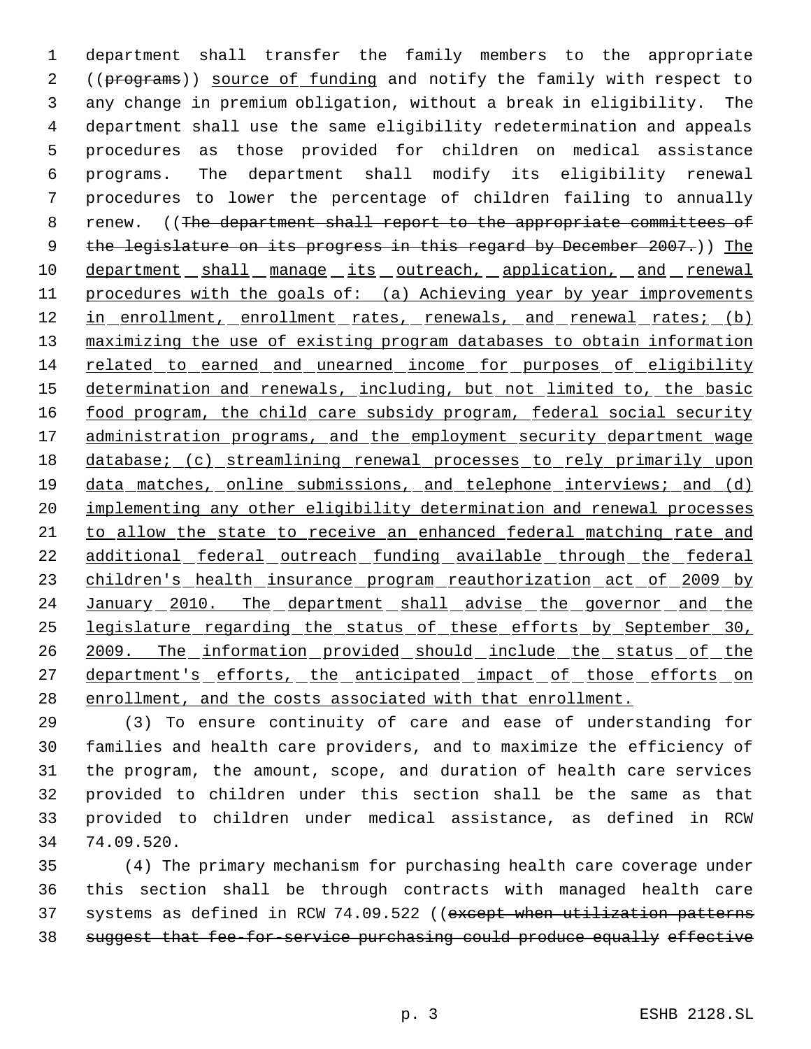department shall transfer the family members to the appropriate ((~~programs~~)) <u>source of funding</u> and notify the family with respect to any change in premium obligation, without a break in eligibility. The department shall use the same eligibility redetermination and appeals procedures as those provided for children on medical assistance programs. The department shall modify its eligibility renewal procedures to lower the percentage of children failing to annually renew. ((~~The department shall report to the appropriate committees of the legislature on its progress in this regard by December 2007.~~)) <u>The department shall manage its outreach, application, and renewal procedures with the goals of: (a) Achieving year by year improvements in enrollment, enrollment rates, renewals, and renewal rates; (b) maximizing the use of existing program databases to obtain information related to earned and unearned income for purposes of eligibility determination and renewals, including, but not limited to, the basic food program, the child care subsidy program, federal social security administration programs, and the employment security department wage database; (c) streamlining renewal processes to rely primarily upon data matches, online submissions, and telephone interviews; and (d) implementing any other eligibility determination and renewal processes to allow the state to receive an enhanced federal matching rate and additional federal outreach funding available through the federal children's health insurance program reauthorization act of 2009 by January 2010. The department shall advise the governor and the legislature regarding the status of these efforts by September 30, 2009. The information provided should include the status of the department's efforts, the anticipated impact of those efforts on enrollment, and the costs associated with that enrollment.</u>

(3) To ensure continuity of care and ease of understanding for families and health care providers, and to maximize the efficiency of the program, the amount, scope, and duration of health care services provided to children under this section shall be the same as that provided to children under medical assistance, as defined in RCW 74.09.520.

(4) The primary mechanism for purchasing health care coverage under this section shall be through contracts with managed health care systems as defined in RCW 74.09.522 ((~~except when utilization patterns suggest that fee-for-service purchasing could produce equally effective~~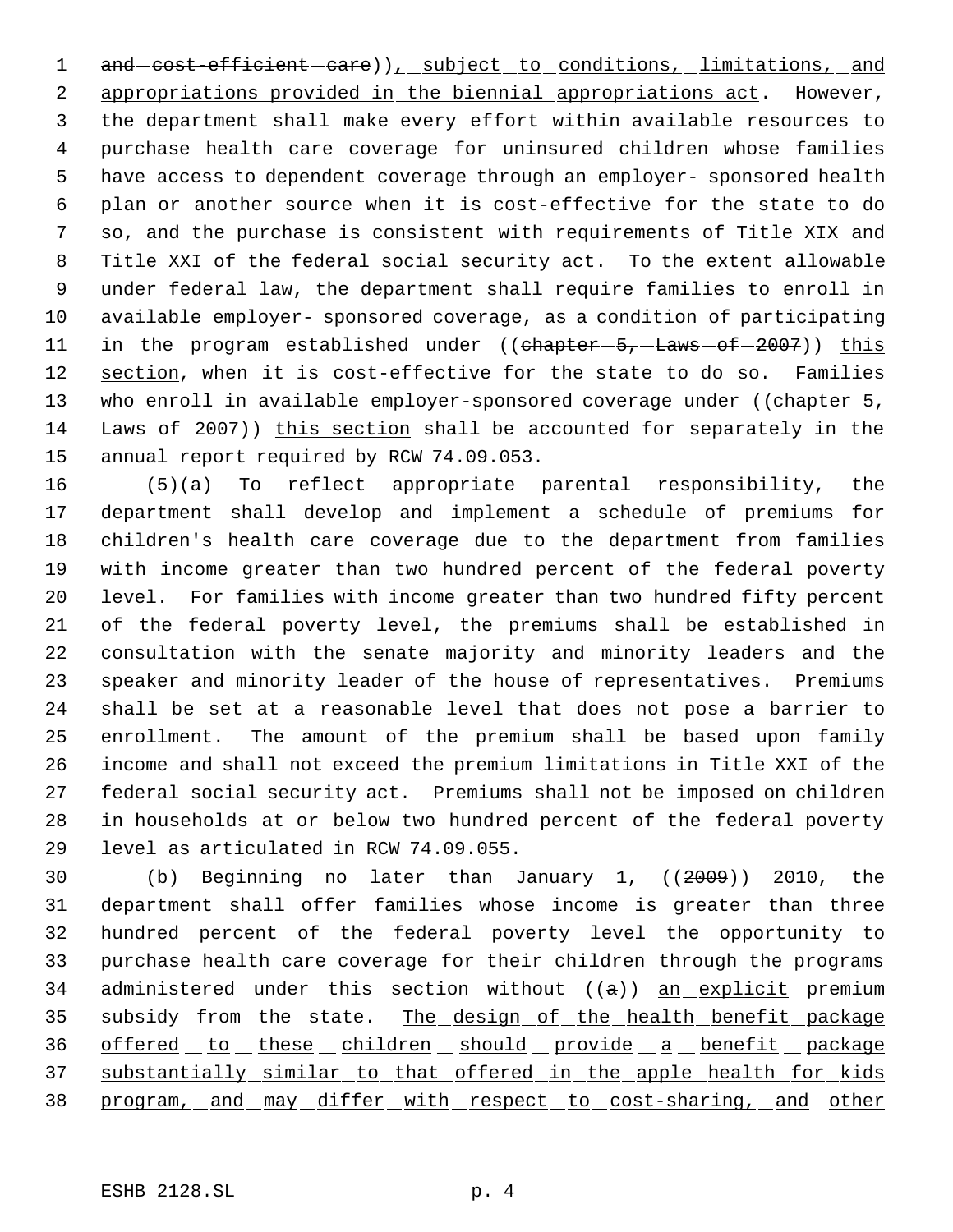and cost-efficient care)), subject to conditions, limitations, and appropriations provided in the biennial appropriations act. However, the department shall make every effort within available resources to purchase health care coverage for uninsured children whose families have access to dependent coverage through an employer- sponsored health plan or another source when it is cost-effective for the state to do so, and the purchase is consistent with requirements of Title XIX and Title XXI of the federal social security act. To the extent allowable under federal law, the department shall require families to enroll in available employer- sponsored coverage, as a condition of participating in the program established under ((chapter 5, Laws of 2007)) this section, when it is cost-effective for the state to do so. Families who enroll in available employer-sponsored coverage under ((chapter 5, Laws of 2007)) this section shall be accounted for separately in the annual report required by RCW 74.09.053.

(5)(a) To reflect appropriate parental responsibility, the department shall develop and implement a schedule of premiums for children's health care coverage due to the department from families with income greater than two hundred percent of the federal poverty level. For families with income greater than two hundred fifty percent of the federal poverty level, the premiums shall be established in consultation with the senate majority and minority leaders and the speaker and minority leader of the house of representatives. Premiums shall be set at a reasonable level that does not pose a barrier to enrollment. The amount of the premium shall be based upon family income and shall not exceed the premium limitations in Title XXI of the federal social security act. Premiums shall not be imposed on children in households at or below two hundred percent of the federal poverty level as articulated in RCW 74.09.055.

(b) Beginning no later than January 1, ((2009)) 2010, the department shall offer families whose income is greater than three hundred percent of the federal poverty level the opportunity to purchase health care coverage for their children through the programs administered under this section without ((a)) an explicit premium subsidy from the state. The design of the health benefit package offered to these children should provide a benefit package substantially similar to that offered in the apple health for kids program, and may differ with respect to cost-sharing, and other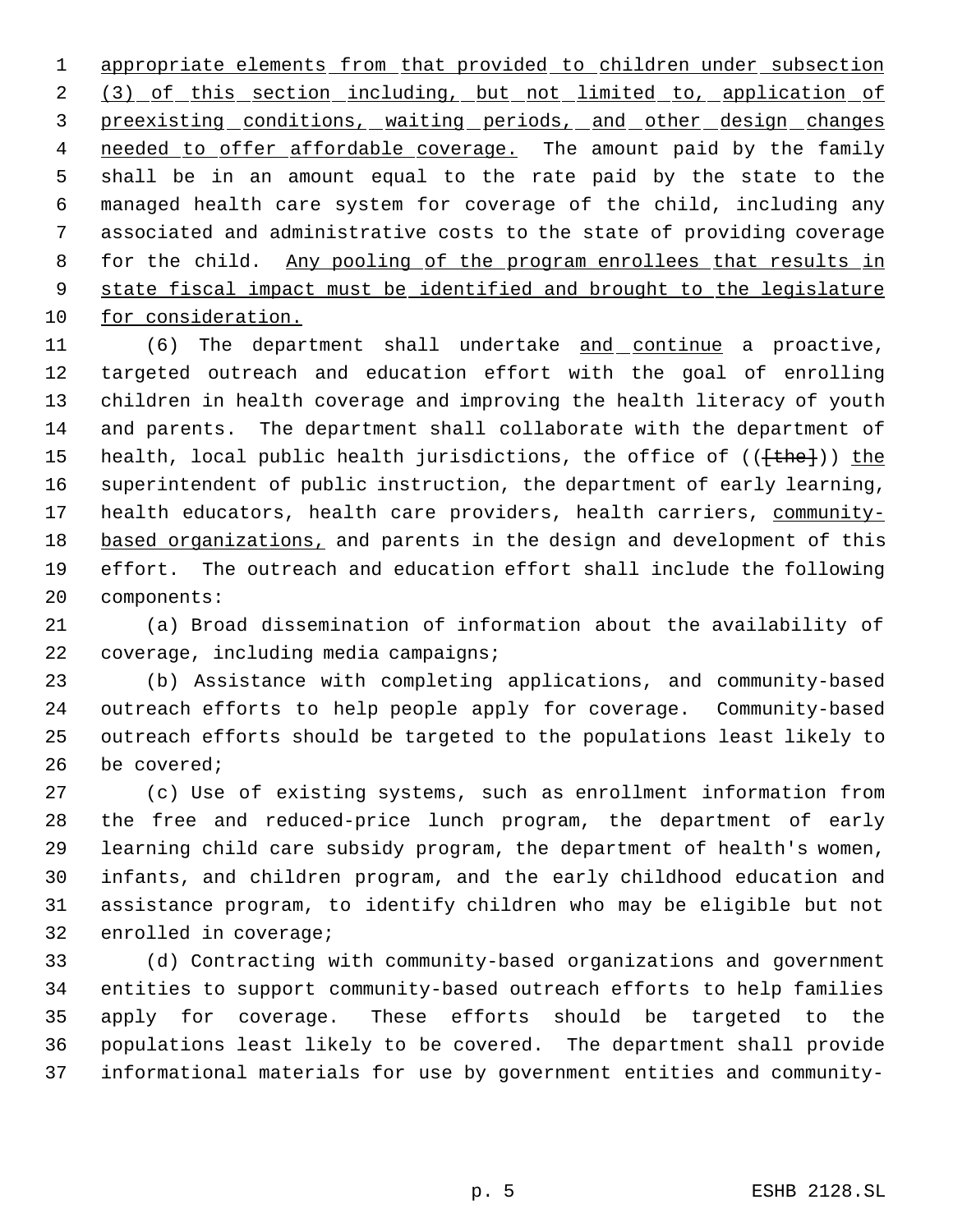appropriate elements from that provided to children under subsection (3) of this section including, but not limited to, application of preexisting conditions, waiting periods, and other design changes needed to offer affordable coverage. The amount paid by the family shall be in an amount equal to the rate paid by the state to the managed health care system for coverage of the child, including any associated and administrative costs to the state of providing coverage for the child. Any pooling of the program enrollees that results in state fiscal impact must be identified and brought to the legislature for consideration.

(6) The department shall undertake and continue a proactive, targeted outreach and education effort with the goal of enrolling children in health coverage and improving the health literacy of youth and parents. The department shall collaborate with the department of health, local public health jurisdictions, the office of (([the])) the superintendent of public instruction, the department of early learning, health educators, health care providers, health carriers, community-based organizations, and parents in the design and development of this effort. The outreach and education effort shall include the following components:

(a) Broad dissemination of information about the availability of coverage, including media campaigns;

(b) Assistance with completing applications, and community-based outreach efforts to help people apply for coverage. Community-based outreach efforts should be targeted to the populations least likely to be covered;

(c) Use of existing systems, such as enrollment information from the free and reduced-price lunch program, the department of early learning child care subsidy program, the department of health's women, infants, and children program, and the early childhood education and assistance program, to identify children who may be eligible but not enrolled in coverage;

(d) Contracting with community-based organizations and government entities to support community-based outreach efforts to help families apply for coverage. These efforts should be targeted to the populations least likely to be covered. The department shall provide informational materials for use by government entities and community-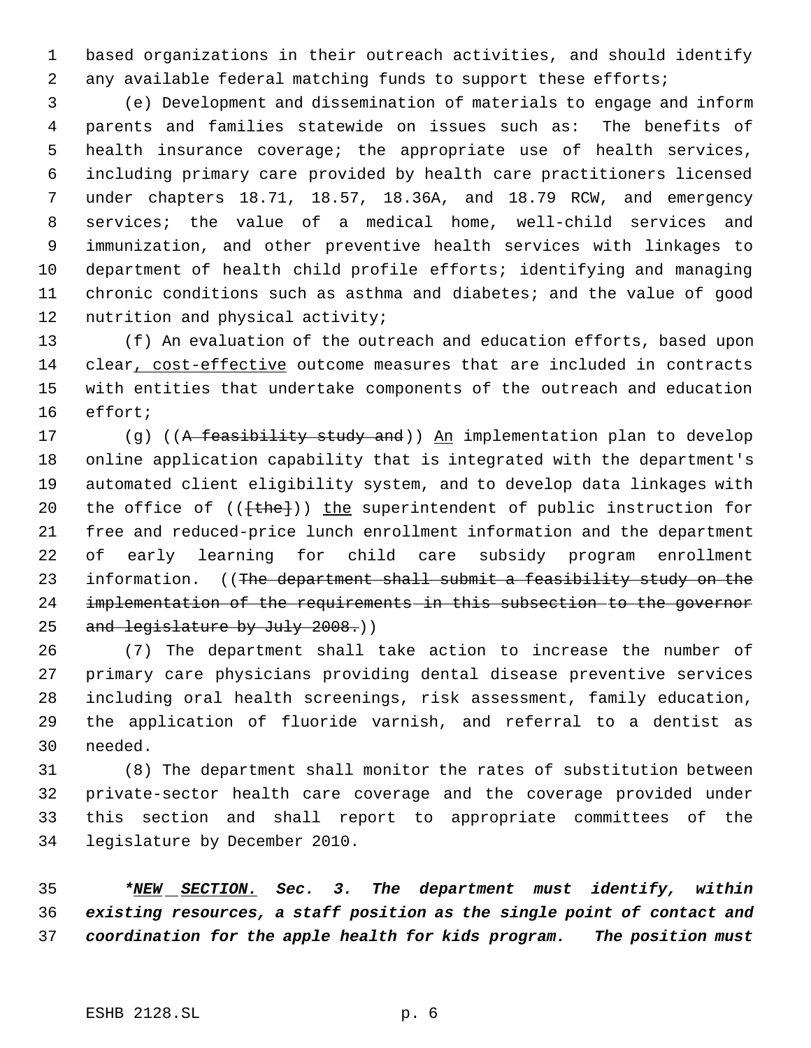based organizations in their outreach activities, and should identify any available federal matching funds to support these efforts;

(e) Development and dissemination of materials to engage and inform parents and families statewide on issues such as: The benefits of health insurance coverage; the appropriate use of health services, including primary care provided by health care practitioners licensed under chapters 18.71, 18.57, 18.36A, and 18.79 RCW, and emergency services; the value of a medical home, well-child services and immunization, and other preventive health services with linkages to department of health child profile efforts; identifying and managing chronic conditions such as asthma and diabetes; and the value of good nutrition and physical activity;

(f) An evaluation of the outreach and education efforts, based upon clear, cost-effective outcome measures that are included in contracts with entities that undertake components of the outreach and education effort;

(g) ((~~A feasibility study and~~)) An implementation plan to develop online application capability that is integrated with the department's automated client eligibility system, and to develop data linkages with the office of ((~~[the]~~)) the superintendent of public instruction for free and reduced-price lunch enrollment information and the department of early learning for child care subsidy program enrollment information. ((~~The department shall submit a feasibility study on the implementation of the requirements in this subsection to the governor and legislature by July 2008.~~))

(7) The department shall take action to increase the number of primary care physicians providing dental disease preventive services including oral health screenings, risk assessment, family education, the application of fluoride varnish, and referral to a dentist as needed.

(8) The department shall monitor the rates of substitution between private-sector health care coverage and the coverage provided under this section and shall report to appropriate committees of the legislature by December 2010.

***NEW SECTION. Sec. 3. The department must identify, within existing resources, a staff position as the single point of contact and coordination for the apple health for kids program. The position must**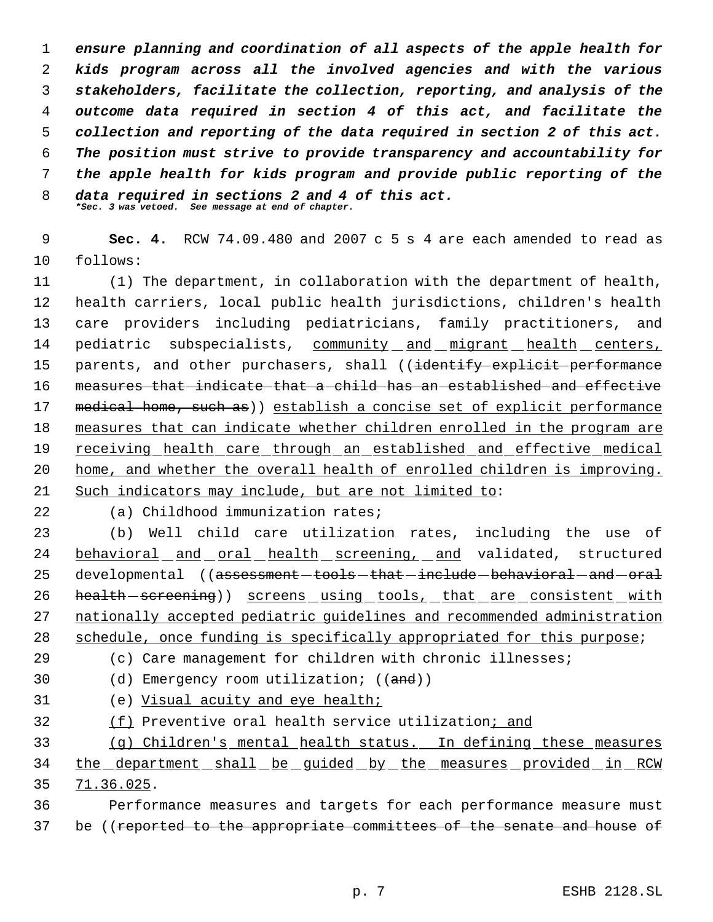*ensure planning and coordination of all aspects of the apple health for kids program across all the involved agencies and with the various stakeholders, facilitate the collection, reporting, and analysis of the outcome data required in section 4 of this act, and facilitate the collection and reporting of the data required in section 2 of this act. The position must strive to provide transparency and accountability for the apple health for kids program and provide public reporting of the data required in sections 2 and 4 of this act.*

***Sec. 3 was vetoed. See message at end of chapter.***

**Sec. 4.** RCW 74.09.480 and 2007 c 5 s 4 are each amended to read as follows:

(1) The department, in collaboration with the department of health, health carriers, local public health jurisdictions, children's health care providers including pediatricians, family practitioners, and pediatric subspecialists, community and migrant health centers, parents, and other purchasers, shall ((~~identify explicit performance measures that indicate that a child has an established and effective medical home, such as~~)) establish a concise set of explicit performance measures that can indicate whether children enrolled in the program are receiving health care through an established and effective medical home, and whether the overall health of enrolled children is improving. Such indicators may include, but are not limited to:

(a) Childhood immunization rates;

(b) Well child care utilization rates, including the use of behavioral and oral health screening, and validated, structured developmental ((~~assessment tools that include behavioral and oral health screening~~)) screens using tools, that are consistent with nationally accepted pediatric guidelines and recommended administration schedule, once funding is specifically appropriated for this purpose;

(c) Care management for children with chronic illnesses;

(d) Emergency room utilization; ((~~and~~))

(e) Visual acuity and eye health;

(f) Preventive oral health service utilization; and

(g) Children's mental health status. In defining these measures the department shall be guided by the measures provided in RCW 71.36.025.

Performance measures and targets for each performance measure must be ((~~reported to the appropriate committees of the senate and house of~~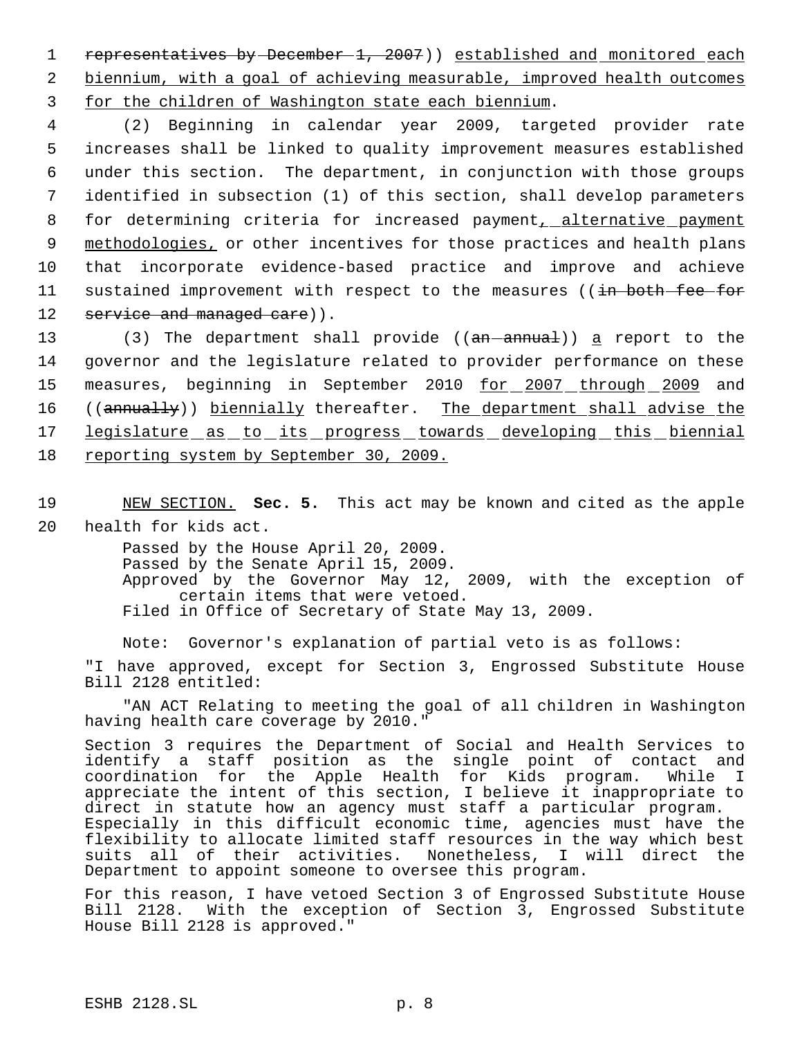~~representatives by December 1, 2007~~)) established and monitored each biennium, with a goal of achieving measurable, improved health outcomes for the children of Washington state each biennium.

(2) Beginning in calendar year 2009, targeted provider rate increases shall be linked to quality improvement measures established under this section. The department, in conjunction with those groups identified in subsection (1) of this section, shall develop parameters for determining criteria for increased payment, alternative payment methodologies, or other incentives for those practices and health plans that incorporate evidence-based practice and improve and achieve sustained improvement with respect to the measures ((~~in both fee for service and managed care~~)).

(3) The department shall provide ((~~an annual~~)) a report to the governor and the legislature related to provider performance on these measures, beginning in September 2010 for 2007 through 2009 and ((~~annually~~)) biennially thereafter. The department shall advise the legislature as to its progress towards developing this biennial reporting system by September 30, 2009.

NEW SECTION. **Sec. 5.** This act may be known and cited as the apple health for kids act.

Passed by the House April 20, 2009.
Passed by the Senate April 15, 2009.
Approved by the Governor May 12, 2009, with the exception of certain items that were vetoed.
Filed in Office of Secretary of State May 13, 2009.

Note: Governor's explanation of partial veto is as follows:

"I have approved, except for Section 3, Engrossed Substitute House Bill 2128 entitled:

"AN ACT Relating to meeting the goal of all children in Washington having health care coverage by 2010."

Section 3 requires the Department of Social and Health Services to identify a staff position as the single point of contact and coordination for the Apple Health for Kids program. While I appreciate the intent of this section, I believe it inappropriate to direct in statute how an agency must staff a particular program. Especially in this difficult economic time, agencies must have the flexibility to allocate limited staff resources in the way which best suits all of their activities. Nonetheless, I will direct the Department to appoint someone to oversee this program.

For this reason, I have vetoed Section 3 of Engrossed Substitute House Bill 2128. With the exception of Section 3, Engrossed Substitute House Bill 2128 is approved."